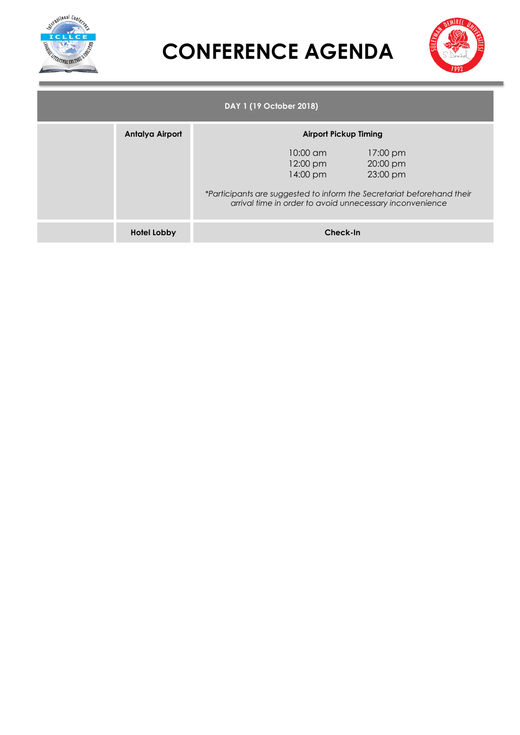# CONFERENCE AGENDA

| DAY 1 (19 October 2018) | | |
|---|---|---|
| | **Antalya Airport** | **Airport Pickup Timing**<br>10:00 am 17:00 pm<br>12:00 pm 20:00 pm<br>14:00 pm 23:00 pm<br>*\*Participants are suggested to inform the Secretariat beforehand their arrival time in order to avoid unnecessary inconvenience* |
| | **Hotel Lobby** | **Check-In** |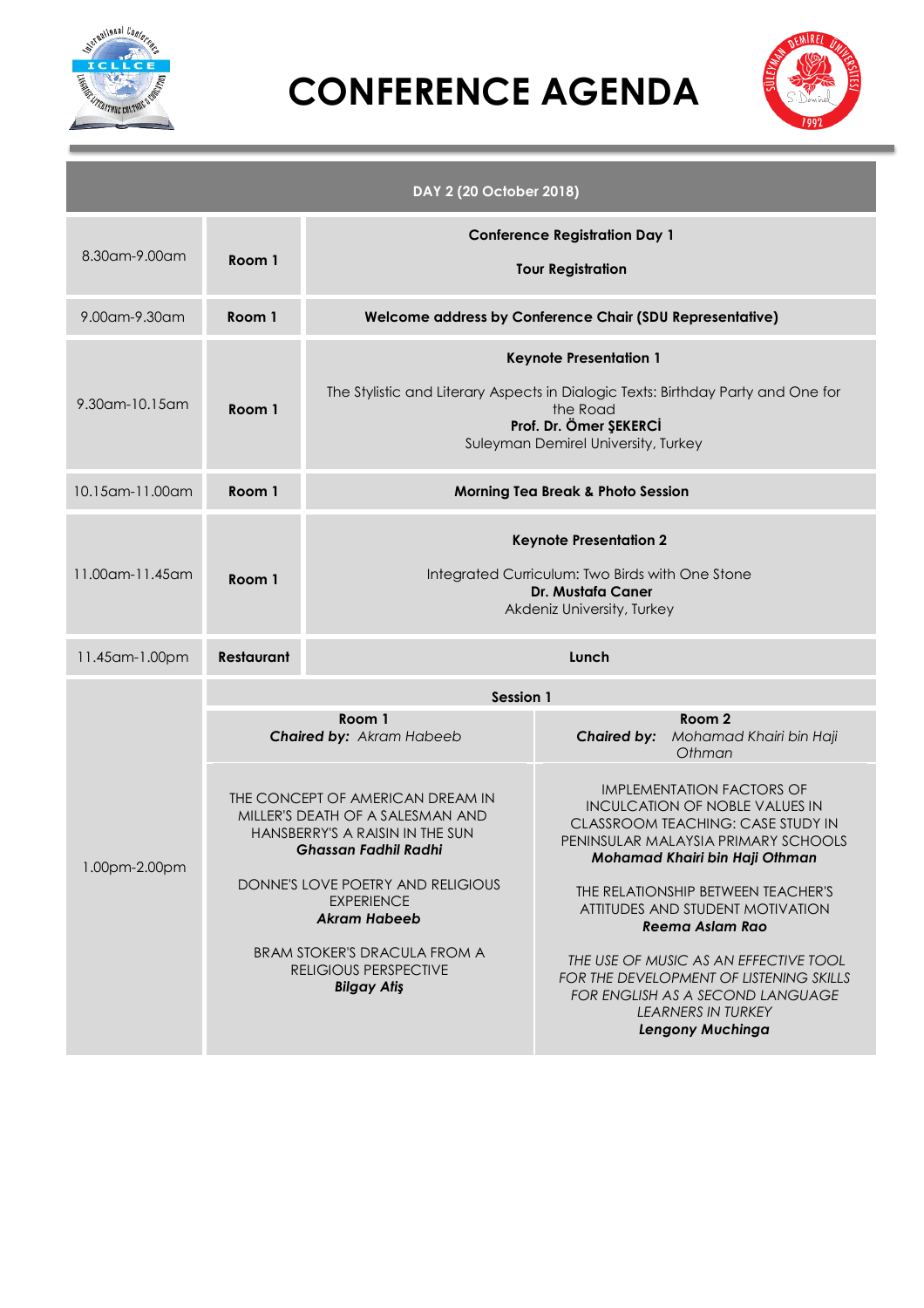# CONFERENCE AGENDA

| DAY 2 (20 October 2018) | | | |
|---|---|---|---|
| 8.30am-9.00am | **Room 1** | **Conference Registration Day 1**<br><br>**Tour Registration** | |
| 9.00am-9.30am | **Room 1** | **Welcome address by Conference Chair (SDU Representative)** | |
| 9.30am-10.15am | **Room 1** | **Keynote Presentation 1**<br><br>The Stylistic and Literary Aspects in Dialogic Texts: Birthday Party and One for the Road<br>**Prof. Dr. Ömer ŞEKERCİ**<br>Suleyman Demirel University, Turkey | |
| 10.15am-11.00am | **Room 1** | **Morning Tea Break & Photo Session** | |
| 11.00am-11.45am | **Room 1** | **Keynote Presentation 2**<br><br>Integrated Curriculum: Two Birds with One Stone<br>**Dr. Mustafa Caner**<br>Akdeniz University, Turkey | |
| 11.45am-1.00pm | **Restaurant** | **Lunch** | |
| 1.00pm-2.00pm | **Session 1** | | |
| | **Room 1**<br>***Chaired by:*** *Akram Habeeb* | | **Room 2**<br>***Chaired by:*** *Mohamad Khairi bin Haji Othman* |
| | THE CONCEPT OF AMERICAN DREAM IN MILLER'S DEATH OF A SALESMAN AND HANSBERRY'S A RAISIN IN THE SUN<br>***Ghassan Fadhil Radhi***<br><br>DONNE'S LOVE POETRY AND RELIGIOUS EXPERIENCE<br>***Akram Habeeb***<br><br>BRAM STOKER'S DRACULA FROM A RELIGIOUS PERSPECTIVE<br>***Bilgay Atiş*** | | IMPLEMENTATION FACTORS OF INCULCATION OF NOBLE VALUES IN CLASSROOM TEACHING: CASE STUDY IN PENINSULAR MALAYSIA PRIMARY SCHOOLS<br>***Mohamad Khairi bin Haji Othman***<br><br>THE RELATIONSHIP BETWEEN TEACHER'S ATTITUDES AND STUDENT MOTIVATION<br>***Reema Aslam Rao***<br><br>*THE USE OF MUSIC AS AN EFFECTIVE TOOL FOR THE DEVELOPMENT OF LISTENING SKILLS FOR ENGLISH AS A SECOND LANGUAGE LEARNERS IN TURKEY*<br>***Lengony Muchinga*** |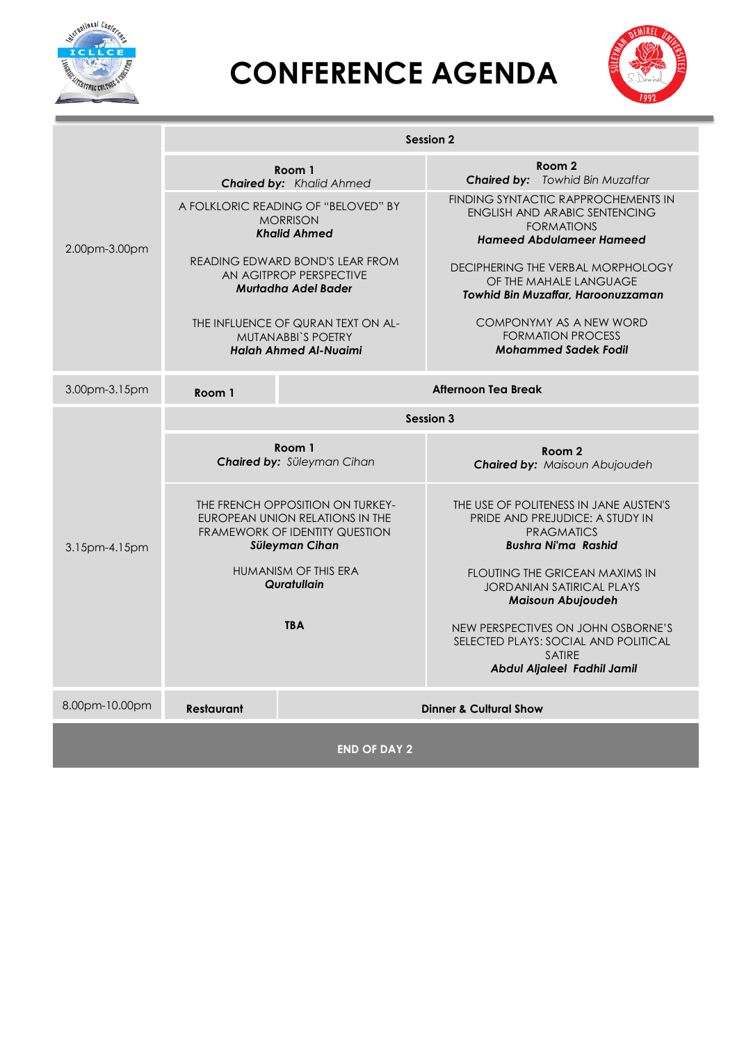# CONFERENCE AGENDA

| Time | Room 1 | Room 2 |
|---|---|---|
| | **Session 2** | |
| 2.00pm-3.00pm | **Room 1**<br>***Chaired by:*** *Khalid Ahmed* | **Room 2**<br>***Chaired by:*** *Towhid Bin Muzaffar* |
| | A FOLKLORIC READING OF "BELOVED" BY MORRISON<br>***Khalid Ahmed***<br><br>READING EDWARD BOND'S LEAR FROM AN AGITPROP PERSPECTIVE<br>***Murtadha Adel Bader***<br><br>THE INFLUENCE OF QURAN TEXT ON AL-MUTANABBI`S POETRY<br>***Halah Ahmed Al-Nuaimi*** | FINDING SYNTACTIC RAPPROCHEMENTS IN ENGLISH AND ARABIC SENTENCING FORMATIONS<br>***Hameed Abdulameer Hameed***<br><br>DECIPHERING THE VERBAL MORPHOLOGY OF THE MAHALE LANGUAGE<br>***Towhid Bin Muzaffar, Haroonuzzaman***<br><br>COMPONYMY AS A NEW WORD FORMATION PROCESS<br>***Mohammed Sadek Fodil*** |
| 3.00pm-3.15pm | **Room 1** | **Afternoon Tea Break** |
| | **Session 3** | |
| 3.15pm-4.15pm | **Room 1**<br>***Chaired by:*** *Süleyman Cihan* | **Room 2**<br>***Chaired by:*** *Maisoun Abujoudeh* |
| | THE FRENCH OPPOSITION ON TURKEY-EUROPEAN UNION RELATIONS IN THE FRAMEWORK OF IDENTITY QUESTION<br>***Süleyman Cihan***<br><br>HUMANISM OF THIS ERA<br>***Quratullain***<br><br>**TBA** | THE USE OF POLITENESS IN JANE AUSTEN'S PRIDE AND PREJUDICE: A STUDY IN PRAGMATICS<br>***Bushra Ni'ma Rashid***<br><br>FLOUTING THE GRICEAN MAXIMS IN JORDANIAN SATIRICAL PLAYS<br>***Maisoun Abujoudeh***<br><br>NEW PERSPECTIVES ON JOHN OSBORNE'S SELECTED PLAYS: SOCIAL AND POLITICAL SATIRE<br>***Abdul Aljaleel Fadhil Jamil*** |
| 8.00pm-10.00pm | **Restaurant** | **Dinner & Cultural Show** |

**END OF DAY 2**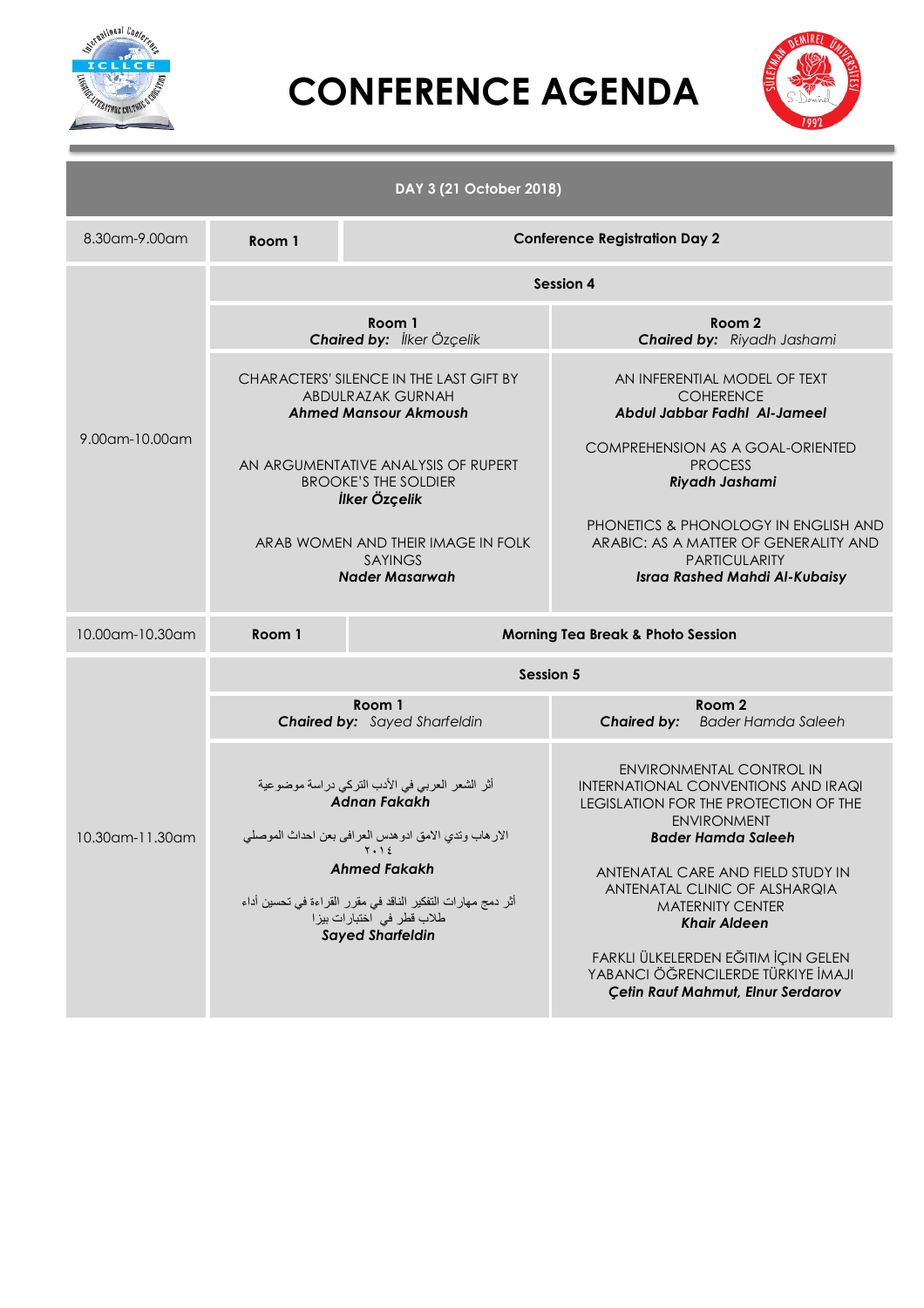# CONFERENCE AGENDA

| DAY 3 (21 October 2018) | | | |
|---|---|---|---|
| 8.30am-9.00am | Room 1 | **Conference Registration Day 2** | |
| 9.00am-10.00am | **Session 4** | | |
| | **Room 1** **Chaired by:** *İlker Özçelik* | | **Room 2** **Chaired by:** *Riyadh Jashami* |
| | CHARACTERS' SILENCE IN THE LAST GIFT BY ABDULRAZAK GURNAH ***Ahmed Mansour Akmoush*** <br><br> AN ARGUMENTATIVE ANALYSIS OF RUPERT BROOKE'S THE SOLDIER ***İlker Özçelik*** <br><br> ARAB WOMEN AND THEIR IMAGE IN FOLK SAYINGS ***Nader Masarwah*** | | AN INFERENTIAL MODEL OF TEXT COHERENCE ***Abdul Jabbar Fadhl Al-Jameel*** <br><br> COMPREHENSION AS A GOAL-ORIENTED PROCESS ***Riyadh Jashami*** <br><br> PHONETICS & PHONOLOGY IN ENGLISH AND ARABIC: AS A MATTER OF GENERALITY AND PARTICULARITY ***Israa Rashed Mahdi Al-Kubaisy*** |
| 10.00am-10.30am | Room 1 | **Morning Tea Break & Photo Session** | |
| 10.30am-11.30am | **Session 5** | | |
| | **Room 1** **Chaired by:** *Sayed Sharfeldin* | | **Room 2** **Chaired by:** *Bader Hamda Saleeh* |
| | أثر الشعر العربي في الأدب التركي دراسة موضوعية ***Adnan Fakakh*** <br><br> الارهاب وتدي الامق ادوهدس العرافى بعن احداث الموصلي ٢٠١٤ ***Ahmed Fakakh*** <br><br> أثر دمج مهارات التفكير الناقد في مقرر القراءة في تحسين أداء طلاب قطر في اختبارات بيزا ***Sayed Sharfeldin*** | | ENVIRONMENTAL CONTROL IN INTERNATIONAL CONVENTIONS AND IRAQI LEGISLATION FOR THE PROTECTION OF THE ENVIRONMENT ***Bader Hamda Saleeh*** <br><br> ANTENATAL CARE AND FIELD STUDY IN ANTENATAL CLINIC OF ALSHARQIA MATERNITY CENTER ***Khair Aldeen*** <br><br> FARKLI ÜLKELERDEN EĞITIM İÇIN GELEN YABANCI ÖĞRENCILERDE TÜRKIYE İMAJI ***Çetin Rauf Mahmut, Elnur Serdarov*** |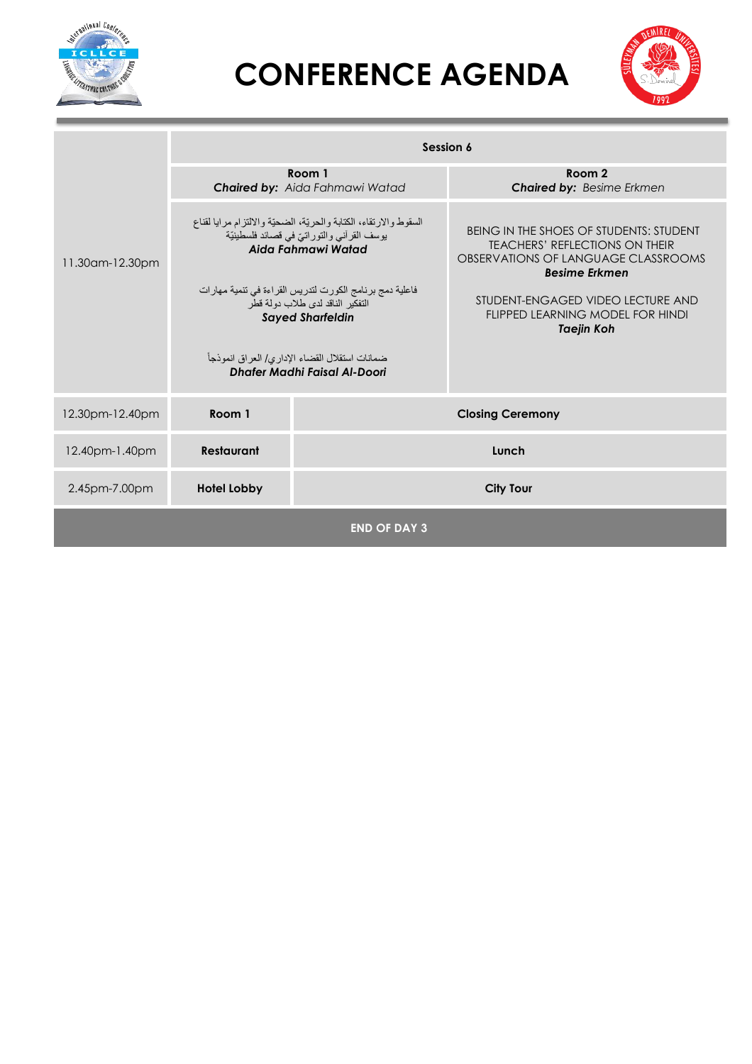# CONFERENCE AGENDA

| | Session 6 | |
|---|---|---|
| | **Room 1** **Chaired by:** *Aida Fahmawi Watad* | **Room 2** **Chaired by:** *Besime Erkmen* |
| 11.30am-12.30pm | السقوط والارتقاء، الكتابة والحريّة، الضحيّة والالتزام مرايا لقناع يوسف القرآني والتوراتيّ في قصائد فلسطينيّة ***Aida Fahmawi Watad***<br><br>فاعلية دمج برنامج الكورت لتدريس القراءة في تنمية مهارات التفكير الناقد لدى طلاب دولة قطر ***Sayed Sharfeldin***<br><br>ضمانات استقلال القضاء الإداري/ العراق انموذجاً ***Dhafer Madhi Faisal Al-Doori*** | BEING IN THE SHOES OF STUDENTS: STUDENT TEACHERS' REFLECTIONS ON THEIR OBSERVATIONS OF LANGUAGE CLASSROOMS ***Besime Erkmen***<br><br>STUDENT-ENGAGED VIDEO LECTURE AND FLIPPED LEARNING MODEL FOR HINDI ***Taejin Koh*** |
| 12.30pm-12.40pm | **Room 1** | **Closing Ceremony** |
| 12.40pm-1.40pm | **Restaurant** | **Lunch** |
| 2.45pm-7.00pm | **Hotel Lobby** | **City Tour** |

**END OF DAY 3**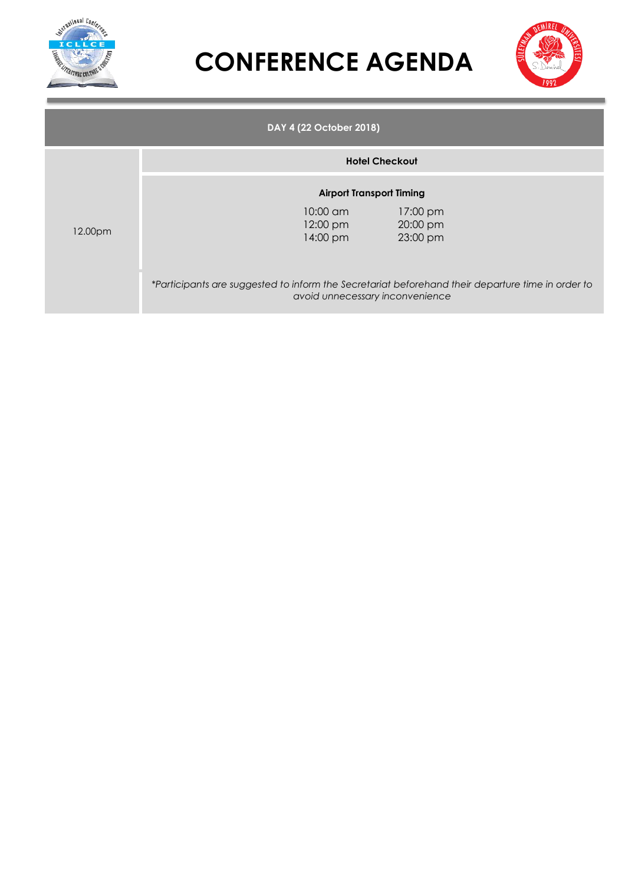# CONFERENCE AGENDA

| DAY 4 (22 October 2018) | |
|---|---|
| 12.00pm | **Hotel Checkout** |
| | **Airport Transport Timing**<br>10:00 am — 17:00 pm<br>12:00 pm — 20:00 pm<br>14:00 pm — 23:00 pm |
| | *\*Participants are suggested to inform the Secretariat beforehand their departure time in order to avoid unnecessary inconvenience* |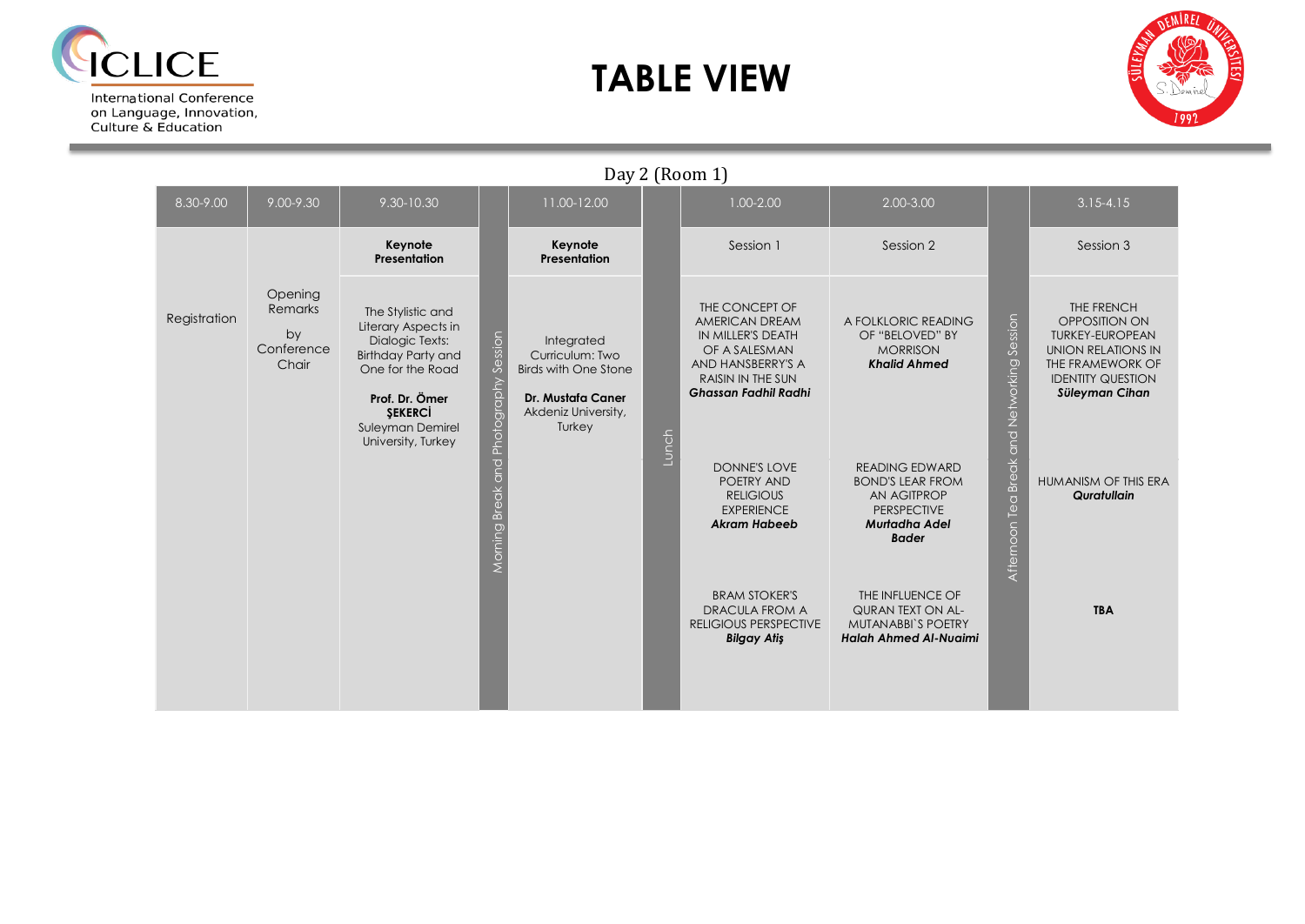# TABLE VIEW

ICLICE International Conference on Language, Innovation, Culture & Education

## Day 2 (Room 1)

| 8.30-9.00 | 9.00-9.30 | 9.30-10.30 | | 11.00-12.00 | | 1.00-2.00 | 2.00-3.00 | | 3.15-4.15 |
|---|---|---|---|---|---|---|---|---|---|
| Registration | Opening Remarks by Conference Chair | **Keynote Presentation** | Morning Break and Photography Session | **Keynote Presentation** | Lunch | Session 1 | Session 2 | Afternoon Tea Break and Networking Session | Session 3 |
| | | The Stylistic and Literary Aspects in Dialogic Texts: Birthday Party and One for the Road<br>**Prof. Dr. Ömer ŞEKERCİ**<br>Suleyman Demirel University, Turkey | | Integrated Curriculum: Two Birds with One Stone<br>**Dr. Mustafa Caner**<br>Akdeniz University, Turkey | | THE CONCEPT OF AMERICAN DREAM IN MILLER'S DEATH OF A SALESMAN AND HANSBERRY'S A RAISIN IN THE SUN<br>***Ghassan Fadhil Radhi*** | A FOLKLORIC READING OF "BELOVED" BY MORRISON<br>***Khalid Ahmed*** | | THE FRENCH OPPOSITION ON TURKEY-EUROPEAN UNION RELATIONS IN THE FRAMEWORK OF IDENTITY QUESTION<br>***Süleyman Cihan*** |
| | | | | | | DONNE'S LOVE POETRY AND RELIGIOUS EXPERIENCE<br>***Akram Habeeb*** | READING EDWARD BOND'S LEAR FROM AN AGITPROP PERSPECTIVE<br>***Murtadha Adel Bader*** | | HUMANISM OF THIS ERA<br>***Quratullain*** |
| | | | | | | BRAM STOKER'S DRACULA FROM A RELIGIOUS PERSPECTIVE<br>***Bilgay Atiş*** | THE INFLUENCE OF QURAN TEXT ON AL-MUTANABBI`S POETRY<br>***Halah Ahmed Al-Nuaimi*** | | **TBA** |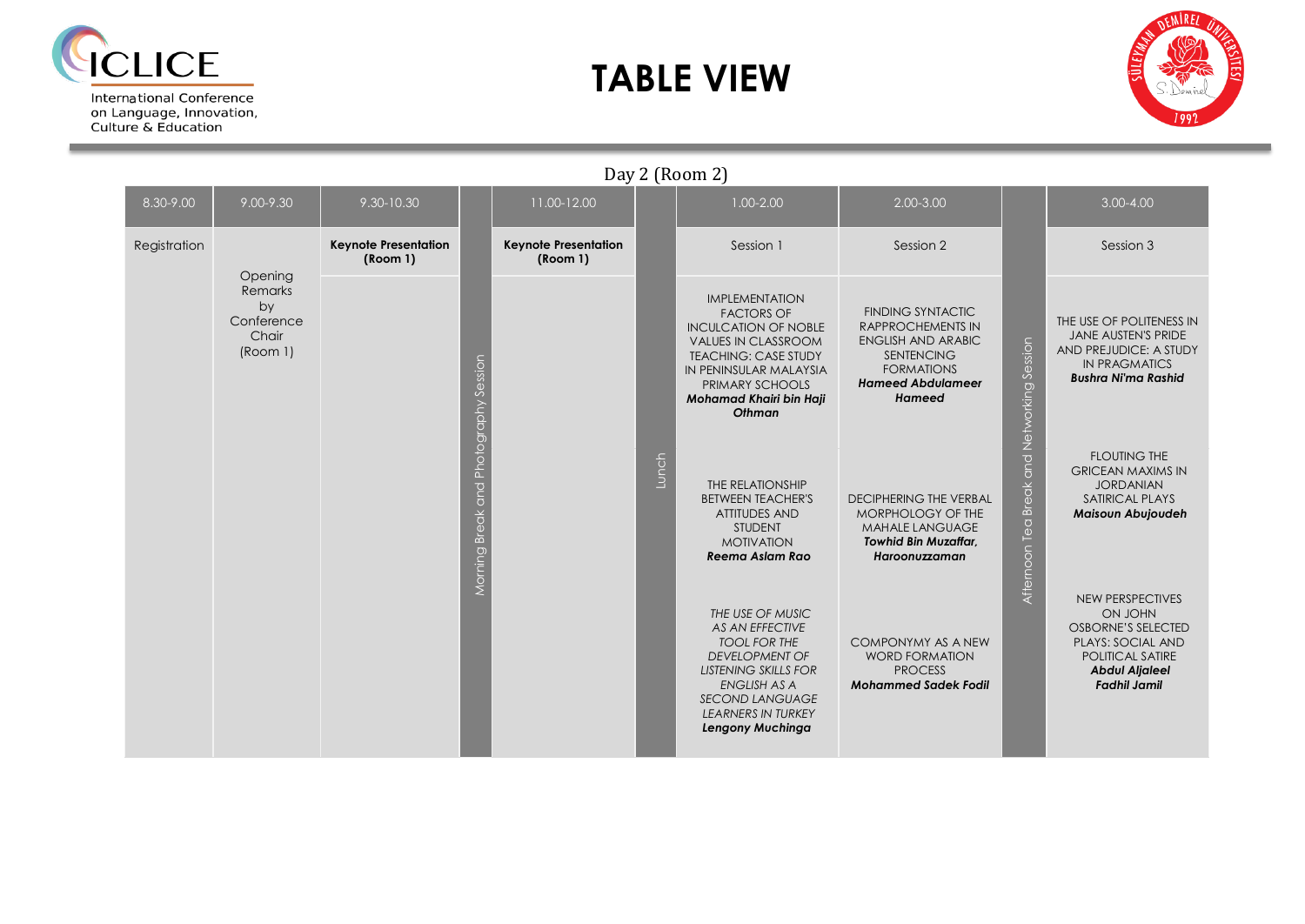# TABLE VIEW

International Conference on Language, Innovation, Culture & Education

## Day 2 (Room 2)

| 8.30-9.00 | 9.00-9.30 | 9.30-10.30 | | 11.00-12.00 | | 1.00-2.00 | 2.00-3.00 | | 3.00-4.00 |
|---|---|---|---|---|---|---|---|---|---|
| Registration | Opening Remarks by Conference Chair (Room 1) | **Keynote Presentation (Room 1)** | Morning Break and Photography Session | **Keynote Presentation (Room 1)** | Lunch | Session 1 | Session 2 | Afternoon Tea Break and Networking Session | Session 3 |
| | | | | | | IMPLEMENTATION FACTORS OF INCULCATION OF NOBLE VALUES IN CLASSROOM TEACHING: CASE STUDY IN PENINSULAR MALAYSIA PRIMARY SCHOOLS ***Mohamad Khairi bin Haji Othman*** | FINDING SYNTACTIC RAPPROCHEMENTS IN ENGLISH AND ARABIC SENTENCING FORMATIONS ***Hameed Abdulameer Hameed*** | | THE USE OF POLITENESS IN JANE AUSTEN'S PRIDE AND PREJUDICE: A STUDY IN PRAGMATICS ***Bushra Ni'ma Rashid*** |
| | | | | | | THE RELATIONSHIP BETWEEN TEACHER'S ATTITUDES AND STUDENT MOTIVATION ***Reema Aslam Rao*** | DECIPHERING THE VERBAL MORPHOLOGY OF THE MAHALE LANGUAGE ***Towhid Bin Muzaffar, Haroonuzzaman*** | | FLOUTING THE GRICEAN MAXIMS IN JORDANIAN SATIRICAL PLAYS ***Maisoun Abujoudeh*** |
| | | | | | | *THE USE OF MUSIC AS AN EFFECTIVE TOOL FOR THE DEVELOPMENT OF LISTENING SKILLS FOR ENGLISH AS A SECOND LANGUAGE LEARNERS IN TURKEY* ***Lengony Muchinga*** | COMPONYMY AS A NEW WORD FORMATION PROCESS ***Mohammed Sadek Fodil*** | | NEW PERSPECTIVES ON JOHN OSBORNE'S SELECTED PLAYS: SOCIAL AND POLITICAL SATIRE ***Abdul Aljaleel Fadhil Jamil*** |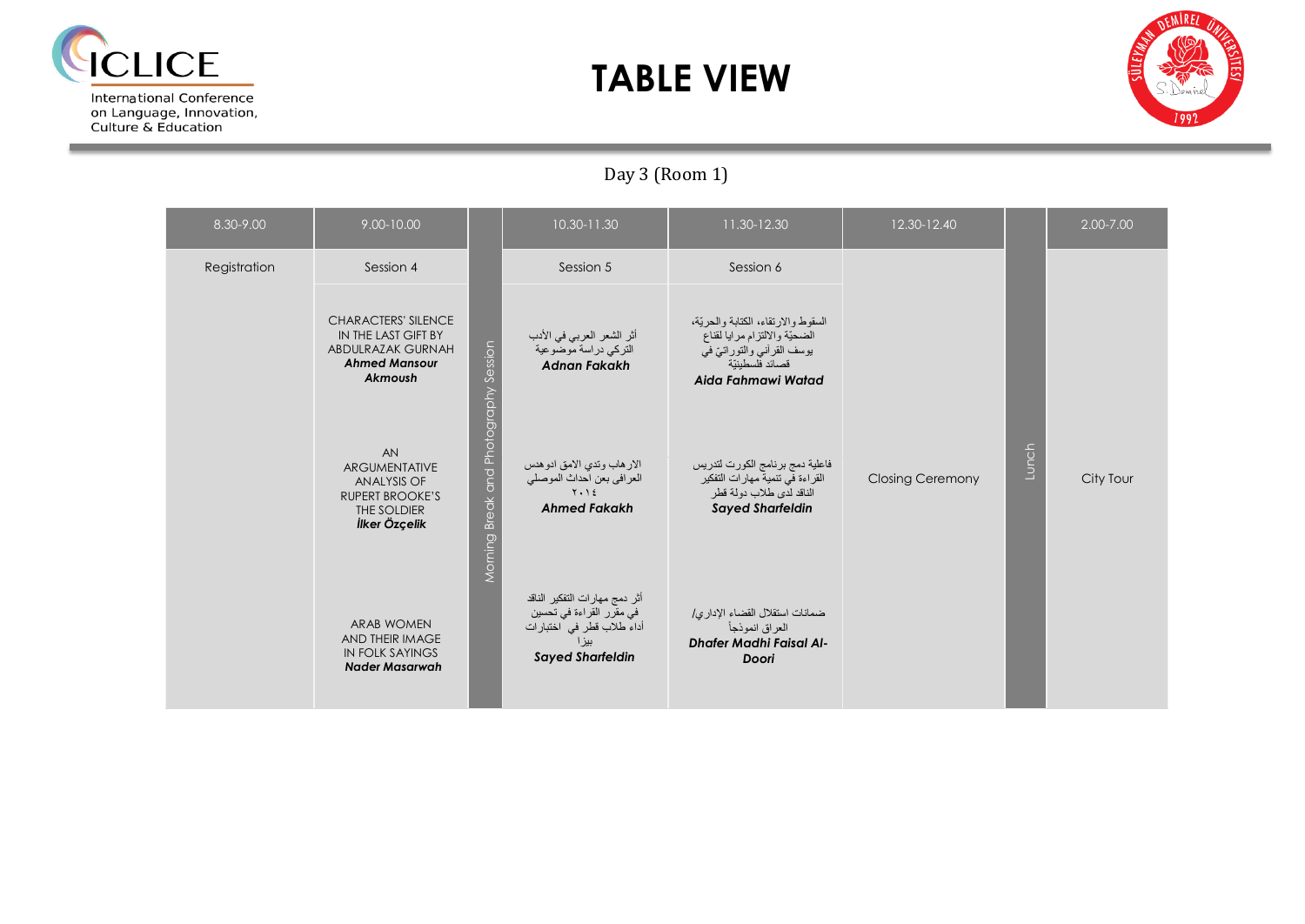# TABLE VIEW

Day 3 (Room 1)

| 8.30-9.00 | 9.00-10.00 | | 10.30-11.30 | 11.30-12.30 | 12.30-12.40 | | 2.00-7.00 |
|---|---|---|---|---|---|---|---|
| Registration | Session 4 | Morning Break and Photography Session | Session 5 | Session 6 | Closing Ceremony | Lunch | City Tour |
| | CHARACTERS' SILENCE IN THE LAST GIFT BY ABDULRAZAK GURNAH ***Ahmed Mansour Akmoush*** | | أثر الشعر العربي في الأدب التركي دراسة موضوعية ***Adnan Fakakh*** | السقوط والارتقاء، الكتابة والحريّة، الضحيّة والالتزام مرايا لقناع يوسف القرآني والتوراتيّ في قصائد فلسطينيّة ***Aida Fahmawi Watad*** | | | |
| | AN ARGUMENTATIVE ANALYSIS OF RUPERT BROOKE'S THE SOLDIER ***İlker Özçelik*** | | الارهاب وتدي الامق ادوهدس العرافي بعن أحداث الموصلي ٢٠١٤ ***Ahmed Fakakh*** | فاعلية دمج برنامج الكورت لتدريس القراءة في تنمية مهارات التفكير الناقد لدى طلاب دولة قطر ***Sayed Sharfeldin*** | | | |
| | ARAB WOMEN AND THEIR IMAGE IN FOLK SAYINGS ***Nader Masarwah*** | | أثر دمج مهارات التفكير الناقد في مقرر القراءة في تحسين أداء طلاب قطر في اختبارات بيزا ***Sayed Sharfeldin*** | ضمانات استقلال القضاء الاداري/ العراق انموذجاً ***Dhafer Madhi Faisal Al-Doori*** | | | |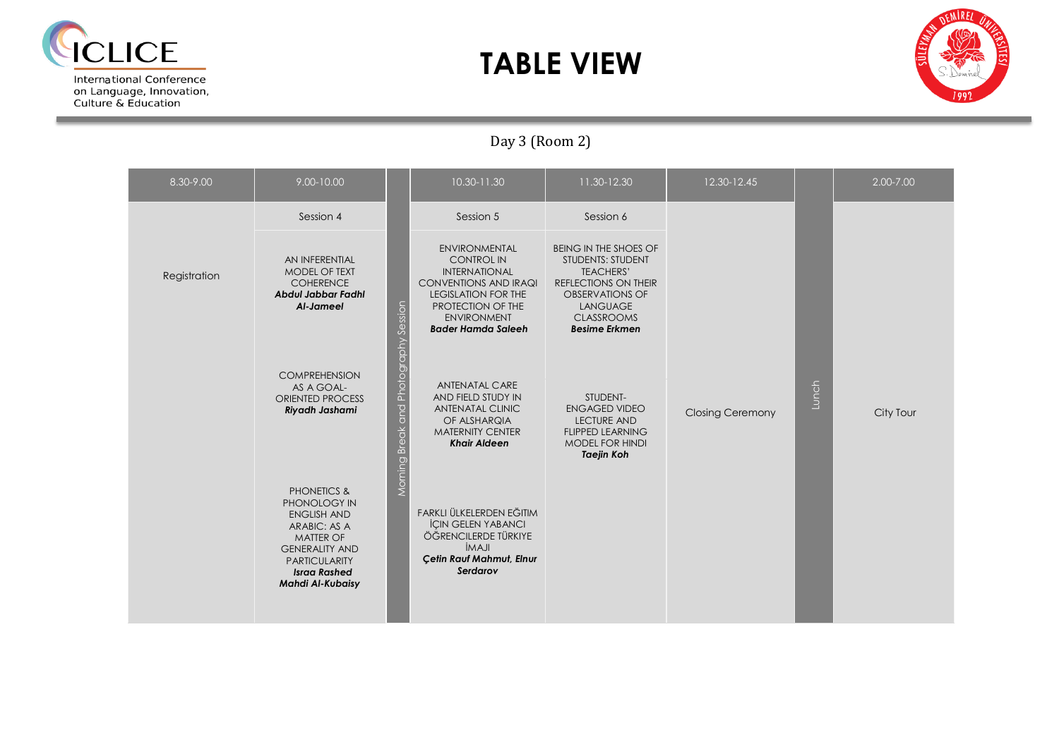# TABLE VIEW

Day 3 (Room 2)

| 8.30-9.00 | 9.00-10.00 | | 10.30-11.30 | 11.30-12.30 | 12.30-12.45 | | 2.00-7.00 |
|---|---|---|---|---|---|---|---|
| Registration | Session 4 | Morning Break and Photography Session | Session 5 | Session 6 | Closing Ceremony | Lunch | City Tour |
| | AN INFERENTIAL MODEL OF TEXT COHERENCE ***Abdul Jabbar Fadhl Al-Jameel*** | | ENVIRONMENTAL CONTROL IN INTERNATIONAL CONVENTIONS AND IRAQI LEGISLATION FOR THE PROTECTION OF THE ENVIRONMENT ***Bader Hamda Saleeh*** | BEING IN THE SHOES OF STUDENTS: STUDENT TEACHERS' REFLECTIONS ON THEIR OBSERVATIONS OF LANGUAGE CLASSROOMS ***Besime Erkmen*** | | | |
| | COMPREHENSION AS A GOAL-ORIENTED PROCESS ***Riyadh Jashami*** | | ANTENATAL CARE AND FIELD STUDY IN ANTENATAL CLINIC OF ALSHARQIA MATERNITY CENTER ***Khair Aldeen*** | STUDENT-ENGAGED VIDEO LECTURE AND FLIPPED LEARNING MODEL FOR HINDI ***Taejin Koh*** | | | |
| | PHONETICS & PHONOLOGY IN ENGLISH AND ARABIC: AS A MATTER OF GENERALITY AND PARTICULARITY ***Israa Rashed Mahdi Al-Kubaisy*** | | FARKLI ÜLKELERDEN EĞITIM İÇIN GELEN YABANCI ÖĞRENCILERDE TÜRKIYE İMAJI ***Çetin Rauf Mahmut, Elnur Serdarov*** | | | | |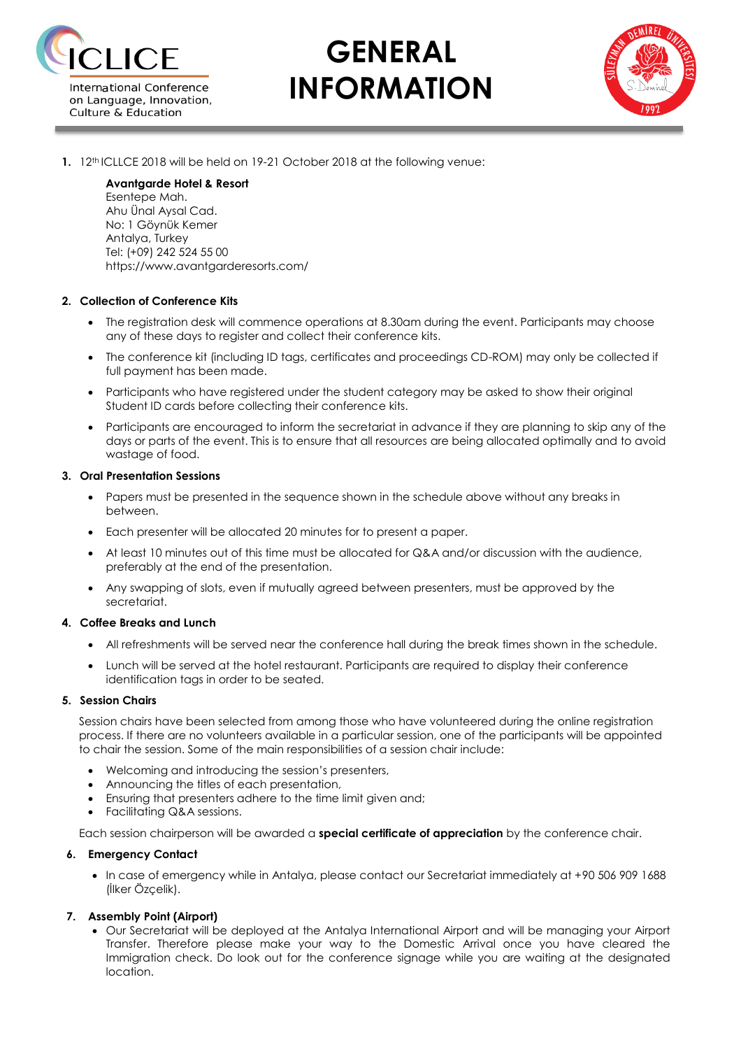# GENERAL INFORMATION

1. 12th ICLLCE 2018 will be held on 19-21 October 2018 at the following venue:

   **Avantgarde Hotel & Resort**
   Esentepe Mah.
   Ahu Ünal Aysal Cad.
   No: 1 Göynük Kemer
   Antalya, Turkey
   Tel: (+09) 242 524 55 00
   https://www.avantgarderesorts.com/

2. **Collection of Conference Kits**

   - The registration desk will commence operations at 8.30am during the event. Participants may choose any of these days to register and collect their conference kits.
   - The conference kit (including ID tags, certificates and proceedings CD-ROM) may only be collected if full payment has been made.
   - Participants who have registered under the student category may be asked to show their original Student ID cards before collecting their conference kits.
   - Participants are encouraged to inform the secretariat in advance if they are planning to skip any of the days or parts of the event. This is to ensure that all resources are being allocated optimally and to avoid wastage of food.

3. **Oral Presentation Sessions**

   - Papers must be presented in the sequence shown in the schedule above without any breaks in between.
   - Each presenter will be allocated 20 minutes for to present a paper.
   - At least 10 minutes out of this time must be allocated for Q&A and/or discussion with the audience, preferably at the end of the presentation.
   - Any swapping of slots, even if mutually agreed between presenters, must be approved by the secretariat.

4. **Coffee Breaks and Lunch**

   - All refreshments will be served near the conference hall during the break times shown in the schedule.
   - Lunch will be served at the hotel restaurant. Participants are required to display their conference identification tags in order to be seated.

5. **Session Chairs**

   Session chairs have been selected from among those who have volunteered during the online registration process. If there are no volunteers available in a particular session, one of the participants will be appointed to chair the session. Some of the main responsibilities of a session chair include:

   - Welcoming and introducing the session's presenters,
   - Announcing the titles of each presentation,
   - Ensuring that presenters adhere to the time limit given and;
   - Facilitating Q&A sessions.

   Each session chairperson will be awarded a **special certificate of appreciation** by the conference chair.

6. **Emergency Contact**

   - In case of emergency while in Antalya, please contact our Secretariat immediately at +90 506 909 1688 (İlker Özçelik).

7. **Assembly Point (Airport)**

   - Our Secretariat will be deployed at the Antalya International Airport and will be managing your Airport Transfer. Therefore please make your way to the Domestic Arrival once you have cleared the Immigration check. Do look out for the conference signage while you are waiting at the designated location.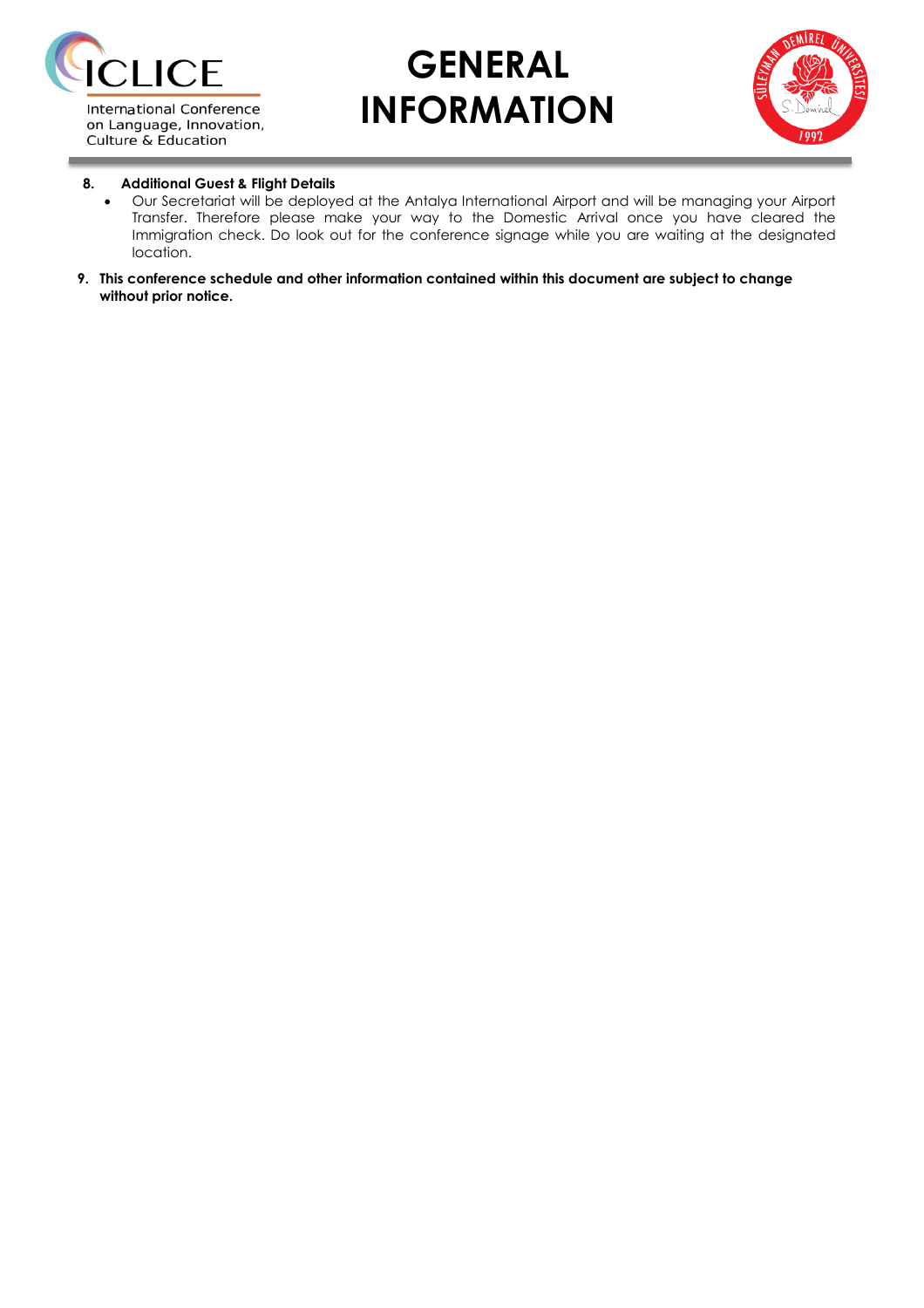**8. Additional Guest & Flight Details**

- Our Secretariat will be deployed at the Antalya International Airport and will be managing your Airport Transfer. Therefore please make your way to the Domestic Arrival once you have cleared the Immigration check. Do look out for the conference signage while you are waiting at the designated location.

**9. This conference schedule and other information contained within this document are subject to change without prior notice.**